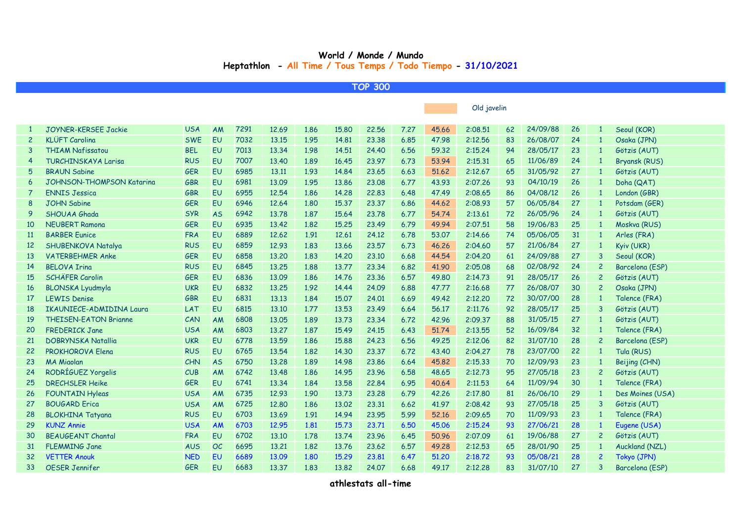# World / Monde / Mundo

## Heptathlon - All Time / Tous Temps / Todo Tiempo - 31/10/2021

**TOP 300**

Old javelin

| | | | | | | | | | | | | | | | | |
|---|---|---|---|---|---|---|---|---|---|---|---|---|---|---|---|---|
| 1 | JOYNER-KERSEE Jackie | USA | AM | 7291 | 12.69 | 1.86 | 15.80 | 22.56 | 7.27 | 45.66 | 2:08.51 | 62 | 24/09/88 | 26 | 1 | Seoul (KOR) |
| 2 | KLÜFT Carolina | SWE | EU | 7032 | 13.15 | 1.95 | 14.81 | 23.38 | 6.85 | 47.98 | 2:12.56 | 83 | 26/08/07 | 24 | 1 | Osaka (JPN) |
| 3 | THIAM Nafissatou | BEL | EU | 7013 | 13.34 | 1.98 | 14.51 | 24.40 | 6.56 | 59.32 | 2:15.24 | 94 | 28/05/17 | 23 | 1 | Götzis (AUT) |
| 4 | TURCHINSKAYA Larisa | RUS | EU | 7007 | 13.40 | 1.89 | 16.45 | 23.97 | 6.73 | 53.94 | 2:15.31 | 65 | 11/06/89 | 24 | 1 | Bryansk (RUS) |
| 5 | BRAUN Sabine | GER | EU | 6985 | 13.11 | 1.93 | 14.84 | 23.65 | 6.63 | 51.62 | 2:12.67 | 65 | 31/05/92 | 27 | 1 | Götzis (AUT) |
| 6 | JOHNSON-THOMPSON Katarina | GBR | EU | 6981 | 13.09 | 1.95 | 13.86 | 23.08 | 6.77 | 43.93 | 2:07.26 | 93 | 04/10/19 | 26 | 1 | Doha (QAT) |
| 7 | ENNIS Jessica | GBR | EU | 6955 | 12.54 | 1.86 | 14.28 | 22.83 | 6.48 | 47.49 | 2:08.65 | 86 | 04/08/12 | 26 | 1 | London (GBR) |
| 8 | JOHN Sabine | GER | EU | 6946 | 12.64 | 1.80 | 15.37 | 23.37 | 6.86 | 44.62 | 2:08.93 | 57 | 06/05/84 | 27 | 1 | Potsdam (GER) |
| 9 | SHOUAA Ghada | SYR | AS | 6942 | 13.78 | 1.87 | 15.64 | 23.78 | 6.77 | 54.74 | 2:13.61 | 72 | 26/05/96 | 24 | 1 | Götzis (AUT) |
| 10 | NEUBERT Ramona | GER | EU | 6935 | 13.42 | 1.82 | 15.25 | 23.49 | 6.79 | 49.94 | 2:07.51 | 58 | 19/06/83 | 25 | 1 | Moskva (RUS) |
| 11 | BARBER Eunice | FRA | EU | 6889 | 12.62 | 1.91 | 12.61 | 24.12 | 6.78 | 53.07 | 2:14.66 | 74 | 05/06/05 | 31 | 1 | Arles (FRA) |
| 12 | SHUBENKOVA Natalya | RUS | EU | 6859 | 12.93 | 1.83 | 13.66 | 23.57 | 6.73 | 46.26 | 2:04.60 | 57 | 21/06/84 | 27 | 1 | Kyiv (UKR) |
| 13 | VATERBEHMER Anke | GER | EU | 6858 | 13.20 | 1.83 | 14.20 | 23.10 | 6.68 | 44.54 | 2:04.20 | 61 | 24/09/88 | 27 | 3 | Seoul (KOR) |
| 14 | BELOVA Irina | RUS | EU | 6845 | 13.25 | 1.88 | 13.77 | 23.34 | 6.82 | 41.90 | 2:05.08 | 68 | 02/08/92 | 24 | 2 | Barcelona (ESP) |
| 15 | SCHÄFER Carolin | GER | EU | 6836 | 13.09 | 1.86 | 14.76 | 23.36 | 6.57 | 49.80 | 2:14.73 | 91 | 28/05/17 | 26 | 2 | Götzis (AUT) |
| 16 | BLONSKA Lyudmyla | UKR | EU | 6832 | 13.25 | 1.92 | 14.44 | 24.09 | 6.88 | 47.77 | 2:16.68 | 77 | 26/08/07 | 30 | 2 | Osaka (JPN) |
| 17 | LEWIS Denise | GBR | EU | 6831 | 13.13 | 1.84 | 15.07 | 24.01 | 6.69 | 49.42 | 2:12.20 | 72 | 30/07/00 | 28 | 1 | Talence (FRA) |
| 18 | IKAUNIECE-ADMIDINA Laura | LAT | EU | 6815 | 13.10 | 1.77 | 13.53 | 23.49 | 6.64 | 56.17 | 2:11.76 | 92 | 28/05/17 | 25 | 3 | Götzis (AUT) |
| 19 | THEISEN-EATON Brianne | CAN | AM | 6808 | 13.05 | 1.89 | 13.73 | 23.34 | 6.72 | 42.96 | 2:09.37 | 88 | 31/05/15 | 27 | 1 | Götzis (AUT) |
| 20 | FREDERICK Jane | USA | AM | 6803 | 13.27 | 1.87 | 15.49 | 24.15 | 6.43 | 51.74 | 2:13.55 | 52 | 16/09/84 | 32 | 1 | Talence (FRA) |
| 21 | DOBRYNSKA Natallia | UKR | EU | 6778 | 13.59 | 1.86 | 15.88 | 24.23 | 6.56 | 49.25 | 2:12.06 | 82 | 31/07/10 | 28 | 2 | Barcelona (ESP) |
| 22 | PROKHOROVA Elena | RUS | EU | 6765 | 13.54 | 1.82 | 14.30 | 23.37 | 6.72 | 43.40 | 2:04.27 | 78 | 23/07/00 | 22 | 1 | Tula (RUS) |
| 23 | MA Miaolan | CHN | AS | 6750 | 13.28 | 1.89 | 14.98 | 23.86 | 6.64 | 45.82 | 2:15.33 | 70 | 12/09/93 | 23 | 1 | Beijing (CHN) |
| 24 | RODRÍGUEZ Yorgelis | CUB | AM | 6742 | 13.48 | 1.86 | 14.95 | 23.96 | 6.58 | 48.65 | 2:12.73 | 95 | 27/05/18 | 23 | 2 | Götzis (AUT) |
| 25 | DRECHSLER Heike | GER | EU | 6741 | 13.34 | 1.84 | 13.58 | 22.84 | 6.95 | 40.64 | 2:11.53 | 64 | 11/09/94 | 30 | 1 | Talence (FRA) |
| 26 | FOUNTAIN Hyleas | USA | AM | 6735 | 12.93 | 1.90 | 13.73 | 23.28 | 6.79 | 42.26 | 2:17.80 | 81 | 26/06/10 | 29 | 1 | Des Moines (USA) |
| 27 | BOUGARD Erica | USA | AM | 6725 | 12.80 | 1.86 | 13.02 | 23.31 | 6.62 | 41.97 | 2:08.42 | 93 | 27/05/18 | 25 | 3 | Götzis (AUT) |
| 28 | BLOKHINA Tatyana | RUS | EU | 6703 | 13.69 | 1.91 | 14.94 | 23.95 | 5.99 | 52.16 | 2:09.65 | 70 | 11/09/93 | 23 | 1 | Talence (FRA) |
| 29 | KUNZ Annie | USA | AM | 6703 | 12.95 | 1.81 | 15.73 | 23.71 | 6.50 | 45.06 | 2:15.24 | 93 | 27/06/21 | 28 | 1 | Eugene (USA) |
| 30 | BEAUGEANT Chantal | FRA | EU | 6702 | 13.10 | 1.78 | 13.74 | 23.96 | 6.45 | 50.96 | 2:07.09 | 61 | 19/06/88 | 27 | 2 | Götzis (AUT) |
| 31 | FLEMMING Jane | AUS | OC | 6695 | 13.21 | 1.82 | 13.76 | 23.62 | 6.57 | 49.28 | 2:12.53 | 65 | 28/01/90 | 25 | 1 | Auckland (NZL) |
| 32 | VETTER Anouk | NED | EU | 6689 | 13.09 | 1.80 | 15.29 | 23.81 | 6.47 | 51.20 | 2:18.72 | 93 | 05/08/21 | 28 | 2 | Tokyo (JPN) |
| 33 | OESER Jennifer | GER | EU | 6683 | 13.37 | 1.83 | 13.82 | 24.07 | 6.68 | 49.17 | 2:12.28 | 83 | 31/07/10 | 27 | 3 | Barcelona (ESP) |

**athlestats all-time**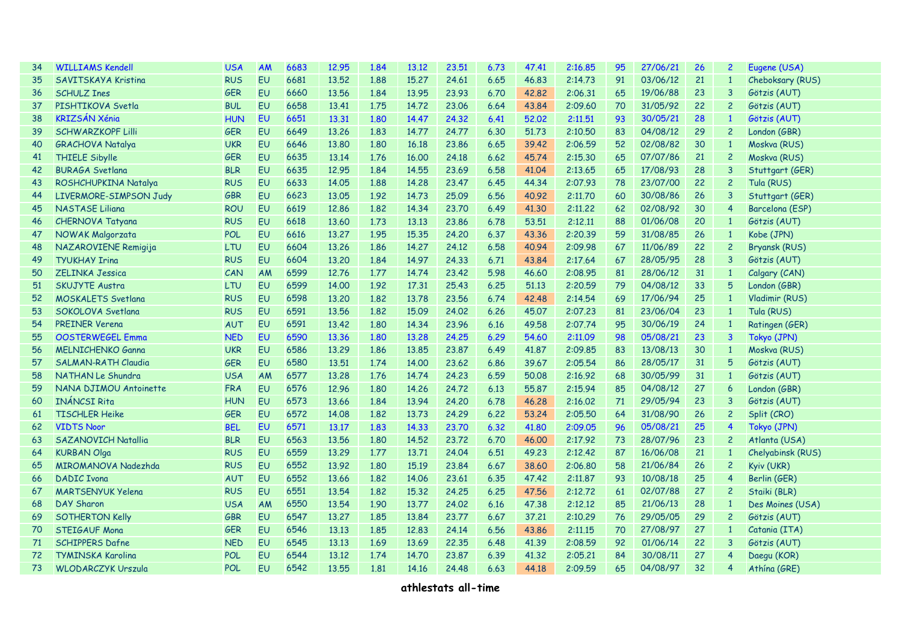| | | | | | | | | | | | | | | | | |
|---|---|---|---|---|---|---|---|---|---|---|---|---|---|---|---|---|
| 34 | WILLIAMS Kendell | USA | AM | 6683 | 12.95 | 1.84 | 13.12 | 23.51 | 6.73 | 47.41 | 2:16.85 | 95 | 27/06/21 | 26 | 2 | Eugene (USA) |
| 35 | SAVITSKAYA Kristina | RUS | EU | 6681 | 13.52 | 1.88 | 15.27 | 24.61 | 6.65 | 46.83 | 2:14.73 | 91 | 03/06/12 | 21 | 1 | Cheboksary (RUS) |
| 36 | SCHULZ Ines | GER | EU | 6660 | 13.56 | 1.84 | 13.95 | 23.93 | 6.70 | 42.82 | 2:06.31 | 65 | 19/06/88 | 23 | 3 | Götzis (AUT) |
| 37 | PISHTIKOVA Svetla | BUL | EU | 6658 | 13.41 | 1.75 | 14.72 | 23.06 | 6.64 | 43.84 | 2:09.60 | 70 | 31/05/92 | 22 | 2 | Götzis (AUT) |
| 38 | KRIZSÁN Xénia | HUN | EU | 6651 | 13.31 | 1.80 | 14.47 | 24.32 | 6.41 | 52.02 | 2:11.51 | 93 | 30/05/21 | 28 | 1 | Götzis (AUT) |
| 39 | SCHWARZKOPF Lilli | GER | EU | 6649 | 13.26 | 1.83 | 14.77 | 24.77 | 6.30 | 51.73 | 2:10.50 | 83 | 04/08/12 | 29 | 2 | London (GBR) |
| 40 | GRACHOVA Natalya | UKR | EU | 6646 | 13.80 | 1.80 | 16.18 | 23.86 | 6.65 | 39.42 | 2:06.59 | 52 | 02/08/82 | 30 | 1 | Moskva (RUS) |
| 41 | THIELE Sibylle | GER | EU | 6635 | 13.14 | 1.76 | 16.00 | 24.18 | 6.62 | 45.74 | 2:15.30 | 65 | 07/07/86 | 21 | 2 | Moskva (RUS) |
| 42 | BURAGA Svetlana | BLR | EU | 6635 | 12.95 | 1.84 | 14.55 | 23.69 | 6.58 | 41.04 | 2:13.65 | 65 | 17/08/93 | 28 | 3 | Stuttgart (GER) |
| 43 | ROSHCHUPKINA Natalya | RUS | EU | 6633 | 14.05 | 1.88 | 14.28 | 23.47 | 6.45 | 44.34 | 2:07.93 | 78 | 23/07/00 | 22 | 2 | Tula (RUS) |
| 44 | LIVERMORE-SIMPSON Judy | GBR | EU | 6623 | 13.05 | 1.92 | 14.73 | 25.09 | 6.56 | 40.92 | 2:11.70 | 60 | 30/08/86 | 26 | 3 | Stuttgart (GER) |
| 45 | NASTASE Liliana | ROU | EU | 6619 | 12.86 | 1.82 | 14.34 | 23.70 | 6.49 | 41.30 | 2:11.22 | 62 | 02/08/92 | 30 | 4 | Barcelona (ESP) |
| 46 | CHERNOVA Tatyana | RUS | EU | 6618 | 13.60 | 1.73 | 13.13 | 23.86 | 6.78 | 53.51 | 2:12.11 | 88 | 01/06/08 | 20 | 1 | Götzis (AUT) |
| 47 | NOWAK Malgorzata | POL | EU | 6616 | 13.27 | 1.95 | 15.35 | 24.20 | 6.37 | 43.36 | 2:20.39 | 59 | 31/08/85 | 26 | 1 | Kobe (JPN) |
| 48 | NAZAROVIENE Remigija | LTU | EU | 6604 | 13.26 | 1.86 | 14.27 | 24.12 | 6.58 | 40.94 | 2:09.98 | 67 | 11/06/89 | 22 | 2 | Bryansk (RUS) |
| 49 | TYUKHAY Irina | RUS | EU | 6604 | 13.20 | 1.84 | 14.97 | 24.33 | 6.71 | 43.84 | 2:17.64 | 67 | 28/05/95 | 28 | 3 | Götzis (AUT) |
| 50 | ZELINKA Jessica | CAN | AM | 6599 | 12.76 | 1.77 | 14.74 | 23.42 | 5.98 | 46.60 | 2:08.95 | 81 | 28/06/12 | 31 | 1 | Calgary (CAN) |
| 51 | SKUJYTE Austra | LTU | EU | 6599 | 14.00 | 1.92 | 17.31 | 25.43 | 6.25 | 51.13 | 2:20.59 | 79 | 04/08/12 | 33 | 5 | London (GBR) |
| 52 | MOSKALETS Svetlana | RUS | EU | 6598 | 13.20 | 1.82 | 13.78 | 23.56 | 6.74 | 42.48 | 2:14.54 | 69 | 17/06/94 | 25 | 1 | Vladimir (RUS) |
| 53 | SOKOLOVA Svetlana | RUS | EU | 6591 | 13.56 | 1.82 | 15.09 | 24.02 | 6.26 | 45.07 | 2:07.23 | 81 | 23/06/04 | 23 | 1 | Tula (RUS) |
| 54 | PREINER Verena | AUT | EU | 6591 | 13.42 | 1.80 | 14.34 | 23.96 | 6.16 | 49.58 | 2:07.74 | 95 | 30/06/19 | 24 | 1 | Ratingen (GER) |
| 55 | OOSTERWEGEL Emma | NED | EU | 6590 | 13.36 | 1.80 | 13.28 | 24.25 | 6.29 | 54.60 | 2:11.09 | 98 | 05/08/21 | 23 | 3 | Tokyo (JPN) |
| 56 | MELNICHENKO Ganna | UKR | EU | 6586 | 13.29 | 1.86 | 13.85 | 23.87 | 6.49 | 41.87 | 2:09.85 | 83 | 13/08/13 | 30 | 1 | Moskva (RUS) |
| 57 | SALMAN-RATH Claudia | GER | EU | 6580 | 13.51 | 1.74 | 14.00 | 23.62 | 6.86 | 39.67 | 2:05.54 | 86 | 28/05/17 | 31 | 5 | Götzis (AUT) |
| 58 | NATHAN Le Shundra | USA | AM | 6577 | 13.28 | 1.76 | 14.74 | 24.23 | 6.59 | 50.08 | 2:16.92 | 68 | 30/05/99 | 31 | 1 | Götzis (AUT) |
| 59 | NANA DJIMOU Antoinette | FRA | EU | 6576 | 12.96 | 1.80 | 14.26 | 24.72 | 6.13 | 55.87 | 2:15.94 | 85 | 04/08/12 | 27 | 6 | London (GBR) |
| 60 | INÁNCSI Rita | HUN | EU | 6573 | 13.66 | 1.84 | 13.94 | 24.20 | 6.78 | 46.28 | 2:16.02 | 71 | 29/05/94 | 23 | 3 | Götzis (AUT) |
| 61 | TISCHLER Heike | GER | EU | 6572 | 14.08 | 1.82 | 13.73 | 24.29 | 6.22 | 53.24 | 2:05.50 | 64 | 31/08/90 | 26 | 2 | Split (CRO) |
| 62 | VIDTS Noor | BEL | EU | 6571 | 13.17 | 1.83 | 14.33 | 23.70 | 6.32 | 41.80 | 2:09.05 | 96 | 05/08/21 | 25 | 4 | Tokyo (JPN) |
| 63 | SAZANOVICH Natallia | BLR | EU | 6563 | 13.56 | 1.80 | 14.52 | 23.72 | 6.70 | 46.00 | 2:17.92 | 73 | 28/07/96 | 23 | 2 | Atlanta (USA) |
| 64 | KURBAN Olga | RUS | EU | 6559 | 13.29 | 1.77 | 13.71 | 24.04 | 6.51 | 49.23 | 2:12.42 | 87 | 16/06/08 | 21 | 1 | Chelyabinsk (RUS) |
| 65 | MIROMANOVA Nadezhda | RUS | EU | 6552 | 13.92 | 1.80 | 15.19 | 23.84 | 6.67 | 38.60 | 2:06.80 | 58 | 21/06/84 | 26 | 2 | Kyiv (UKR) |
| 66 | DADIC Ivona | AUT | EU | 6552 | 13.66 | 1.82 | 14.06 | 23.61 | 6.35 | 47.42 | 2:11.87 | 93 | 10/08/18 | 25 | 4 | Berlin (GER) |
| 67 | MARTSENYUK Yelena | RUS | EU | 6551 | 13.54 | 1.82 | 15.32 | 24.25 | 6.25 | 47.56 | 2:12.72 | 61 | 02/07/88 | 27 | 2 | Staiki (BLR) |
| 68 | DAY Sharon | USA | AM | 6550 | 13.54 | 1.90 | 13.77 | 24.02 | 6.16 | 47.38 | 2:12.12 | 85 | 21/06/13 | 28 | 1 | Des Moines (USA) |
| 69 | SOTHERTON Kelly | GBR | EU | 6547 | 13.27 | 1.85 | 13.84 | 23.77 | 6.67 | 37.21 | 2:10.29 | 76 | 29/05/05 | 29 | 2 | Götzis (AUT) |
| 70 | STEIGAUF Mona | GER | EU | 6546 | 13.13 | 1.85 | 12.83 | 24.14 | 6.56 | 43.86 | 2:11.15 | 70 | 27/08/97 | 27 | 1 | Catania (ITA) |
| 71 | SCHIPPERS Dafne | NED | EU | 6545 | 13.13 | 1.69 | 13.69 | 22.35 | 6.48 | 41.39 | 2:08.59 | 92 | 01/06/14 | 22 | 3 | Götzis (AUT) |
| 72 | TYMINSKA Karolina | POL | EU | 6544 | 13.12 | 1.74 | 14.70 | 23.87 | 6.39 | 41.32 | 2:05.21 | 84 | 30/08/11 | 27 | 4 | Daegu (KOR) |
| 73 | WLODARCZYK Urszula | POL | EU | 6542 | 13.55 | 1.81 | 14.16 | 24.48 | 6.63 | 44.18 | 2:09.59 | 65 | 04/08/97 | 32 | 4 | Athína (GRE) |

**athlestats all-time**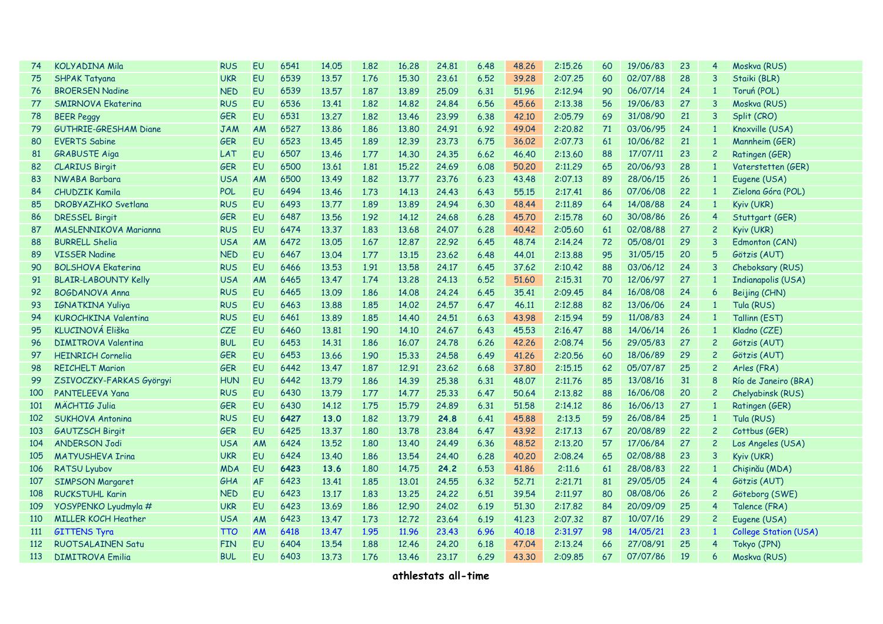| | | | | | | | | | | | | | | | | |
|---|---|---|---|---|---|---|---|---|---|---|---|---|---|---|---|---|
| 74 | KOLYADINA Mila | RUS | EU | 6541 | 14.05 | 1.82 | 16.28 | 24.81 | 6.48 | 48.26 | 2:15.26 | 60 | 19/06/83 | 23 | 4 | Moskva (RUS) |
| 75 | SHPAK Tatyana | UKR | EU | 6539 | 13.57 | 1.76 | 15.30 | 23.61 | 6.52 | 39.28 | 2:07.25 | 60 | 02/07/88 | 28 | 3 | Staiki (BLR) |
| 76 | BROERSEN Nadine | NED | EU | 6539 | 13.57 | 1.87 | 13.89 | 25.09 | 6.31 | 51.96 | 2:12.94 | 90 | 06/07/14 | 24 | 1 | Toruń (POL) |
| 77 | SMIRNOVA Ekaterina | RUS | EU | 6536 | 13.41 | 1.82 | 14.82 | 24.84 | 6.56 | 45.66 | 2:13.38 | 56 | 19/06/83 | 27 | 3 | Moskva (RUS) |
| 78 | BEER Peggy | GER | EU | 6531 | 13.27 | 1.82 | 13.46 | 23.99 | 6.38 | 42.10 | 2:05.79 | 69 | 31/08/90 | 21 | 3 | Split (CRO) |
| 79 | GUTHRIE-GRESHAM Diane | JAM | AM | 6527 | 13.86 | 1.86 | 13.80 | 24.91 | 6.92 | 49.04 | 2:20.82 | 71 | 03/06/95 | 24 | 1 | Knoxville (USA) |
| 80 | EVERTS Sabine | GER | EU | 6523 | 13.45 | 1.89 | 12.39 | 23.73 | 6.75 | 36.02 | 2:07.73 | 61 | 10/06/82 | 21 | 1 | Mannheim (GER) |
| 81 | GRABUSTE Aiga | LAT | EU | 6507 | 13.46 | 1.77 | 14.30 | 24.35 | 6.62 | 46.40 | 2:13.60 | 88 | 17/07/11 | 23 | 2 | Ratingen (GER) |
| 82 | CLARIUS Birgit | GER | EU | 6500 | 13.61 | 1.81 | 15.22 | 24.69 | 6.08 | 50.20 | 2:11.29 | 65 | 20/06/93 | 28 | 1 | Vaterstetten (GER) |
| 83 | NWABA Barbara | USA | AM | 6500 | 13.49 | 1.82 | 13.77 | 23.76 | 6.23 | 43.48 | 2:07.13 | 89 | 28/06/15 | 26 | 1 | Eugene (USA) |
| 84 | CHUDZIK Kamila | POL | EU | 6494 | 13.46 | 1.73 | 14.13 | 24.43 | 6.43 | 55.15 | 2:17.41 | 86 | 07/06/08 | 22 | 1 | Zielona Góra (POL) |
| 85 | DROBYAZHKO Svetlana | RUS | EU | 6493 | 13.77 | 1.89 | 13.89 | 24.94 | 6.30 | 48.44 | 2:11.89 | 64 | 14/08/88 | 24 | 1 | Kyiv (UKR) |
| 86 | DRESSEL Birgit | GER | EU | 6487 | 13.56 | 1.92 | 14.12 | 24.68 | 6.28 | 45.70 | 2:15.78 | 60 | 30/08/86 | 26 | 4 | Stuttgart (GER) |
| 87 | MASLENNIKOVA Marianna | RUS | EU | 6474 | 13.37 | 1.83 | 13.68 | 24.07 | 6.28 | 40.42 | 2:05.60 | 61 | 02/08/88 | 27 | 2 | Kyiv (UKR) |
| 88 | BURRELL Shelia | USA | AM | 6472 | 13.05 | 1.67 | 12.87 | 22.92 | 6.45 | 48.74 | 2:14.24 | 72 | 05/08/01 | 29 | 3 | Edmonton (CAN) |
| 89 | VISSER Nadine | NED | EU | 6467 | 13.04 | 1.77 | 13.15 | 23.62 | 6.48 | 44.01 | 2:13.88 | 95 | 31/05/15 | 20 | 5 | Götzis (AUT) |
| 90 | BOLSHOVA Ekaterina | RUS | EU | 6466 | 13.53 | 1.91 | 13.58 | 24.17 | 6.45 | 37.62 | 2:10.42 | 88 | 03/06/12 | 24 | 3 | Cheboksary (RUS) |
| 91 | BLAIR-LABOUNTY Kelly | USA | AM | 6465 | 13.47 | 1.74 | 13.28 | 24.13 | 6.52 | 51.60 | 2:15.31 | 70 | 12/06/97 | 27 | 1 | Indianapolis (USA) |
| 92 | BOGDANOVA Anna | RUS | EU | 6465 | 13.09 | 1.86 | 14.08 | 24.24 | 6.45 | 35.41 | 2:09.45 | 84 | 16/08/08 | 24 | 6 | Beijing (CHN) |
| 93 | IGNATKINA Yuliya | RUS | EU | 6463 | 13.88 | 1.85 | 14.02 | 24.57 | 6.47 | 46.11 | 2:12.88 | 82 | 13/06/06 | 24 | 1 | Tula (RUS) |
| 94 | KUROCHKINA Valentina | RUS | EU | 6461 | 13.89 | 1.85 | 14.40 | 24.51 | 6.63 | 43.98 | 2:15.94 | 59 | 11/08/83 | 24 | 1 | Tallinn (EST) |
| 95 | KLUCINOVÁ Eliška | CZE | EU | 6460 | 13.81 | 1.90 | 14.10 | 24.67 | 6.43 | 45.53 | 2:16.47 | 88 | 14/06/14 | 26 | 1 | Kladno (CZE) |
| 96 | DIMITROVA Valentina | BUL | EU | 6453 | 14.31 | 1.86 | 16.07 | 24.78 | 6.26 | 42.26 | 2:08.74 | 56 | 29/05/83 | 27 | 2 | Götzis (AUT) |
| 97 | HEINRICH Cornelia | GER | EU | 6453 | 13.66 | 1.90 | 15.33 | 24.58 | 6.49 | 41.26 | 2:20.56 | 60 | 18/06/89 | 29 | 2 | Götzis (AUT) |
| 98 | REICHELT Marion | GER | EU | 6442 | 13.47 | 1.87 | 12.91 | 23.62 | 6.68 | 37.80 | 2:15.15 | 62 | 05/07/87 | 25 | 2 | Arles (FRA) |
| 99 | ZSIVOCZKY-FARKAS Györgyi | HUN | EU | 6442 | 13.79 | 1.86 | 14.39 | 25.38 | 6.31 | 48.07 | 2:11.76 | 85 | 13/08/16 | 31 | 8 | Río de Janeiro (BRA) |
| 100 | PANTELEEVA Yana | RUS | EU | 6430 | 13.79 | 1.77 | 14.77 | 25.33 | 6.47 | 50.64 | 2:13.82 | 88 | 16/06/08 | 20 | 2 | Chelyabinsk (RUS) |
| 101 | MÄCHTIG Julia | GER | EU | 6430 | 14.12 | 1.75 | 15.79 | 24.89 | 6.31 | 51.58 | 2:14.12 | 86 | 16/06/13 | 27 | 1 | Ratingen (GER) |
| 102 | SUKHOVA Antonina | RUS | EU | **6427** | **13.0** | 1.82 | 13.79 | **24.8** | 6.41 | 45.88 | 2:13.5 | 59 | 26/08/84 | 25 | 1 | Tula (RUS) |
| 103 | GAUTZSCH Birgit | GER | EU | 6425 | 13.37 | 1.80 | 13.78 | 23.84 | 6.47 | 43.92 | 2:17.13 | 67 | 20/08/89 | 22 | 2 | Cottbus (GER) |
| 104 | ANDERSON Jodi | USA | AM | 6424 | 13.52 | 1.80 | 13.40 | 24.49 | 6.36 | 48.52 | 2:13.20 | 57 | 17/06/84 | 27 | 2 | Los Angeles (USA) |
| 105 | MATYUSHEVA Irina | UKR | EU | 6424 | 13.40 | 1.86 | 13.54 | 24.40 | 6.28 | 40.20 | 2:08.24 | 65 | 02/08/88 | 23 | 3 | Kyiv (UKR) |
| 106 | RATSU Lyubov | MDA | EU | **6423** | **13.6** | 1.80 | 14.75 | **24.2** | 6.53 | 41.86 | 2:11.6 | 61 | 28/08/83 | 22 | 1 | Chișinău (MDA) |
| 107 | SIMPSON Margaret | GHA | AF | 6423 | 13.41 | 1.85 | 13.01 | 24.55 | 6.32 | 52.71 | 2:21.71 | 81 | 29/05/05 | 24 | 4 | Götzis (AUT) |
| 108 | RUCKSTUHL Karin | NED | EU | 6423 | 13.17 | 1.83 | 13.25 | 24.22 | 6.51 | 39.54 | 2:11.97 | 80 | 08/08/06 | 26 | 2 | Göteborg (SWE) |
| 109 | YOSYPENKO Lyudmyla # | UKR | EU | 6423 | 13.69 | 1.86 | 12.90 | 24.02 | 6.19 | 51.30 | 2:17.82 | 84 | 20/09/09 | 25 | 4 | Talence (FRA) |
| 110 | MILLER KOCH Heather | USA | AM | 6423 | 13.47 | 1.73 | 12.72 | 23.64 | 6.19 | 41.23 | 2:07.32 | 87 | 10/07/16 | 29 | 2 | Eugene (USA) |
| 111 | GITTENS Tyra | TTO | AM | 6418 | 13.47 | 1.95 | 11.96 | 23.43 | 6.96 | 40.18 | 2:31.97 | 98 | 14/05/21 | 23 | 1 | College Station (USA) |
| 112 | RUOTSALAINEN Satu | FIN | EU | 6404 | 13.54 | 1.88 | 12.46 | 24.20 | 6.18 | 47.04 | 2:13.24 | 66 | 27/08/91 | 25 | 4 | Tokyo (JPN) |
| 113 | DIMITROVA Emilia | BUL | EU | 6403 | 13.73 | 1.76 | 13.46 | 23.17 | 6.29 | 43.30 | 2:09.85 | 67 | 07/07/86 | 19 | 6 | Moskva (RUS) |

**athlestats all-time**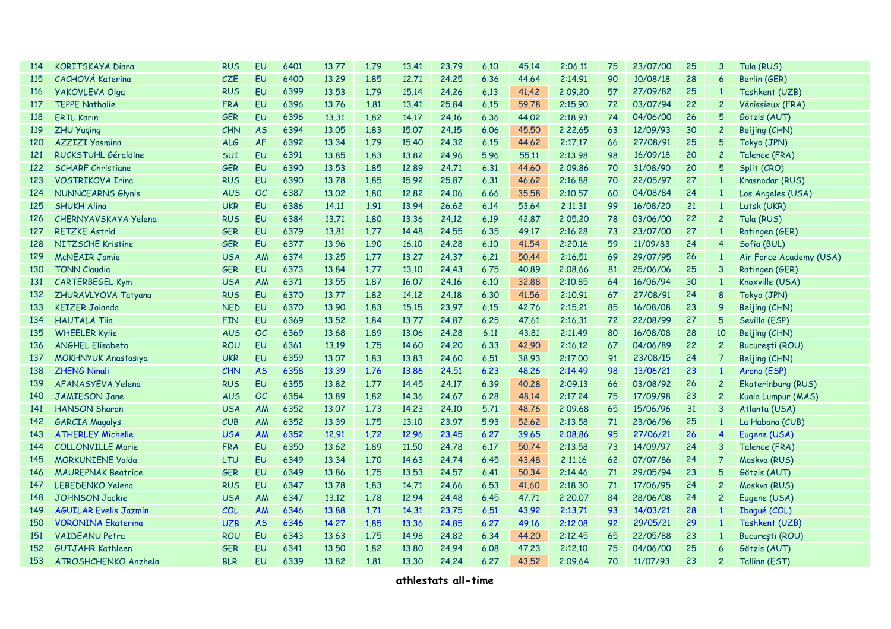| | | | | | | | | | | | | | | | | |
|---|---|---|---|---|---|---|---|---|---|---|---|---|---|---|---|---|
| 114 | KORITSKAYA Diana | RUS | EU | 6401 | 13.77 | 1.79 | 13.41 | 23.79 | 6.10 | 45.14 | 2:06.11 | 75 | 23/07/00 | 25 | 3 | Tula (RUS) |
| 115 | CACHOVÁ Katerina | CZE | EU | 6400 | 13.29 | 1.85 | 12.71 | 24.25 | 6.36 | 44.64 | 2:14.91 | 90 | 10/08/18 | 28 | 6 | Berlin (GER) |
| 116 | YAKOVLEVA Olga | RUS | EU | 6399 | 13.53 | 1.79 | 15.14 | 24.26 | 6.13 | 41.42 | 2:09.20 | 57 | 27/09/82 | 25 | 1 | Tashkent (UZB) |
| 117 | TEPPE Nathalie | FRA | EU | 6396 | 13.76 | 1.81 | 13.41 | 25.84 | 6.15 | 59.78 | 2:15.90 | 72 | 03/07/94 | 22 | 2 | Vénissieux (FRA) |
| 118 | ERTL Karin | GER | EU | 6396 | 13.31 | 1.82 | 14.17 | 24.16 | 6.36 | 44.02 | 2:18.93 | 74 | 04/06/00 | 26 | 5 | Götzis (AUT) |
| 119 | ZHU Yuqing | CHN | AS | 6394 | 13.05 | 1.83 | 15.07 | 24.15 | 6.06 | 45.50 | 2:22.65 | 63 | 12/09/93 | 30 | 2 | Beijing (CHN) |
| 120 | AZZIZI Yasmina | ALG | AF | 6392 | 13.34 | 1.79 | 15.40 | 24.32 | 6.15 | 44.62 | 2:17.17 | 66 | 27/08/91 | 25 | 5 | Tokyo (JPN) |
| 121 | RUCKSTUHL Géraldine | SUI | EU | 6391 | 13.85 | 1.83 | 13.82 | 24.96 | 5.96 | 55.11 | 2:13.98 | 98 | 16/09/18 | 20 | 2 | Talence (FRA) |
| 122 | SCHARF Christiane | GER | EU | 6390 | 13.53 | 1.85 | 12.89 | 24.71 | 6.31 | 44.60 | 2:09.86 | 70 | 31/08/90 | 20 | 5 | Split (CRO) |
| 123 | VOSTRIKOVA Irina | RUS | EU | 6390 | 13.78 | 1.85 | 15.92 | 25.87 | 6.31 | 46.62 | 2:16.88 | 70 | 22/05/97 | 27 | 1 | Krasnodar (RUS) |
| 124 | NUNNCEARNS Glynis | AUS | OC | 6387 | 13.02 | 1.80 | 12.82 | 24.06 | 6.66 | 35.58 | 2:10.57 | 60 | 04/08/84 | 24 | 1 | Los Angeles (USA) |
| 125 | SHUKH Alina | UKR | EU | 6386 | 14.11 | 1.91 | 13.94 | 26.62 | 6.14 | 53.64 | 2:11.31 | 99 | 16/08/20 | 21 | 1 | Lutsk (UKR) |
| 126 | CHERNYAVSKAYA Yelena | RUS | EU | 6384 | 13.71 | 1.80 | 13.36 | 24.12 | 6.19 | 42.87 | 2:05.20 | 78 | 03/06/00 | 22 | 2 | Tula (RUS) |
| 127 | RETZKE Astrid | GER | EU | 6379 | 13.81 | 1.77 | 14.48 | 24.55 | 6.35 | 49.17 | 2:16.28 | 73 | 23/07/00 | 27 | 1 | Ratingen (GER) |
| 128 | NITZSCHE Kristine | GER | EU | 6377 | 13.96 | 1.90 | 16.10 | 24.28 | 6.10 | 41.54 | 2:20.16 | 59 | 11/09/83 | 24 | 4 | Sofia (BUL) |
| 129 | McNEAIR Jamie | USA | AM | 6374 | 13.25 | 1.77 | 13.27 | 24.37 | 6.21 | 50.44 | 2:16.51 | 69 | 29/07/95 | 26 | 1 | Air Force Academy (USA) |
| 130 | TONN Claudia | GER | EU | 6373 | 13.84 | 1.77 | 13.10 | 24.43 | 6.75 | 40.89 | 2:08.66 | 81 | 25/06/06 | 25 | 3 | Ratingen (GER) |
| 131 | CARTERBEGEL Kym | USA | AM | 6371 | 13.55 | 1.87 | 16.07 | 24.16 | 6.10 | 32.88 | 2:10.85 | 64 | 16/06/94 | 30 | 1 | Knoxville (USA) |
| 132 | ZHURAVLYOVA Tatyana | RUS | EU | 6370 | 13.77 | 1.82 | 14.12 | 24.18 | 6.30 | 41.56 | 2:10.91 | 67 | 27/08/91 | 24 | 8 | Tokyo (JPN) |
| 133 | KEIZER Jolanda | NED | EU | 6370 | 13.90 | 1.83 | 15.15 | 23.97 | 6.15 | 42.76 | 2:15.21 | 85 | 16/08/08 | 23 | 9 | Beijing (CHN) |
| 134 | HAUTALA Tiia | FIN | EU | 6369 | 13.52 | 1.84 | 13.77 | 24.87 | 6.25 | 47.61 | 2:16.31 | 72 | 22/08/99 | 27 | 5 | Sevilla (ESP) |
| 135 | WHEELER Kylie | AUS | OC | 6369 | 13.68 | 1.89 | 13.06 | 24.28 | 6.11 | 43.81 | 2:11.49 | 80 | 16/08/08 | 28 | 10 | Beijing (CHN) |
| 136 | ANGHEL Elisabeta | ROU | EU | 6361 | 13.19 | 1.75 | 14.60 | 24.20 | 6.33 | 42.90 | 2:16.12 | 67 | 04/06/89 | 22 | 2 | Bucureşti (ROU) |
| 137 | MOKHNYUK Anastasiya | UKR | EU | 6359 | 13.07 | 1.83 | 13.83 | 24.60 | 6.51 | 38.93 | 2:17.00 | 91 | 23/08/15 | 24 | 7 | Beijing (CHN) |
| 138 | ZHENG Ninali | CHN | AS | 6358 | 13.39 | 1.76 | 13.86 | 24.51 | 6.23 | 48.26 | 2:14.49 | 98 | 13/06/21 | 23 | 1 | Arona (ESP) |
| 139 | AFANASYEVA Yelena | RUS | EU | 6355 | 13.82 | 1.77 | 14.45 | 24.17 | 6.39 | 40.28 | 2:09.13 | 66 | 03/08/92 | 26 | 2 | Ekaterinburg (RUS) |
| 140 | JAMIESON Jane | AUS | OC | 6354 | 13.89 | 1.82 | 14.36 | 24.67 | 6.28 | 48.14 | 2:17.24 | 75 | 17/09/98 | 23 | 2 | Kuala Lumpur (MAS) |
| 141 | HANSON Sharon | USA | AM | 6352 | 13.07 | 1.73 | 14.23 | 24.10 | 5.71 | 48.76 | 2:09.68 | 65 | 15/06/96 | 31 | 3 | Atlanta (USA) |
| 142 | GARCIA Magalys | CUB | AM | 6352 | 13.39 | 1.75 | 13.10 | 23.97 | 5.93 | 52.62 | 2:13.58 | 71 | 23/06/96 | 25 | 1 | La Habana (CUB) |
| 143 | ATHERLEY Michelle | USA | AM | 6352 | 12.91 | 1.72 | 12.96 | 23.45 | 6.27 | 39.65 | 2:08.86 | 95 | 27/06/21 | 26 | 4 | Eugene (USA) |
| 144 | COLLONVILLE Marie | FRA | EU | 6350 | 13.62 | 1.89 | 11.50 | 24.78 | 6.17 | 50.74 | 2:13.58 | 73 | 14/09/97 | 24 | 3 | Talence (FRA) |
| 145 | MORKUNIENE Valda | LTU | EU | 6349 | 13.34 | 1.70 | 14.63 | 24.74 | 6.45 | 43.48 | 2:11.16 | 62 | 07/07/86 | 24 | 7 | Moskva (RUS) |
| 146 | MAUREPNAK Beatrice | GER | EU | 6349 | 13.86 | 1.75 | 13.53 | 24.57 | 6.41 | 50.34 | 2:14.46 | 71 | 29/05/94 | 23 | 5 | Götzis (AUT) |
| 147 | LEBEDENKO Yelena | RUS | EU | 6347 | 13.78 | 1.83 | 14.71 | 24.66 | 6.53 | 41.60 | 2:18.30 | 71 | 17/06/95 | 24 | 2 | Moskva (RUS) |
| 148 | JOHNSON Jackie | USA | AM | 6347 | 13.12 | 1.78 | 12.94 | 24.48 | 6.45 | 47.71 | 2:20.07 | 84 | 28/06/08 | 24 | 2 | Eugene (USA) |
| 149 | AGUILAR Evelis Jazmin | COL | AM | 6346 | 13.88 | 1.71 | 14.31 | 23.75 | 6.51 | 43.92 | 2:13.71 | 93 | 14/03/21 | 28 | 1 | Ibagué (COL) |
| 150 | VORONINA Ekaterina | UZB | AS | 6346 | 14.27 | 1.85 | 13.36 | 24.85 | 6.27 | 49.16 | 2:12.08 | 92 | 29/05/21 | 29 | 1 | Tashkent (UZB) |
| 151 | VAIDEANU Petra | ROU | EU | 6343 | 13.63 | 1.75 | 14.98 | 24.82 | 6.34 | 44.20 | 2:12.45 | 65 | 22/05/88 | 23 | 1 | Bucureşti (ROU) |
| 152 | GUTJAHR Kathleen | GER | EU | 6341 | 13.50 | 1.82 | 13.80 | 24.94 | 6.08 | 47.23 | 2:12.10 | 75 | 04/06/00 | 25 | 6 | Götzis (AUT) |
| 153 | ATROSHCHENKO Anzhela | BLR | EU | 6339 | 13.82 | 1.81 | 13.30 | 24.24 | 6.27 | 43.52 | 2:09.64 | 70 | 11/07/93 | 23 | 2 | Tallinn (EST) |

**athlestats all-time**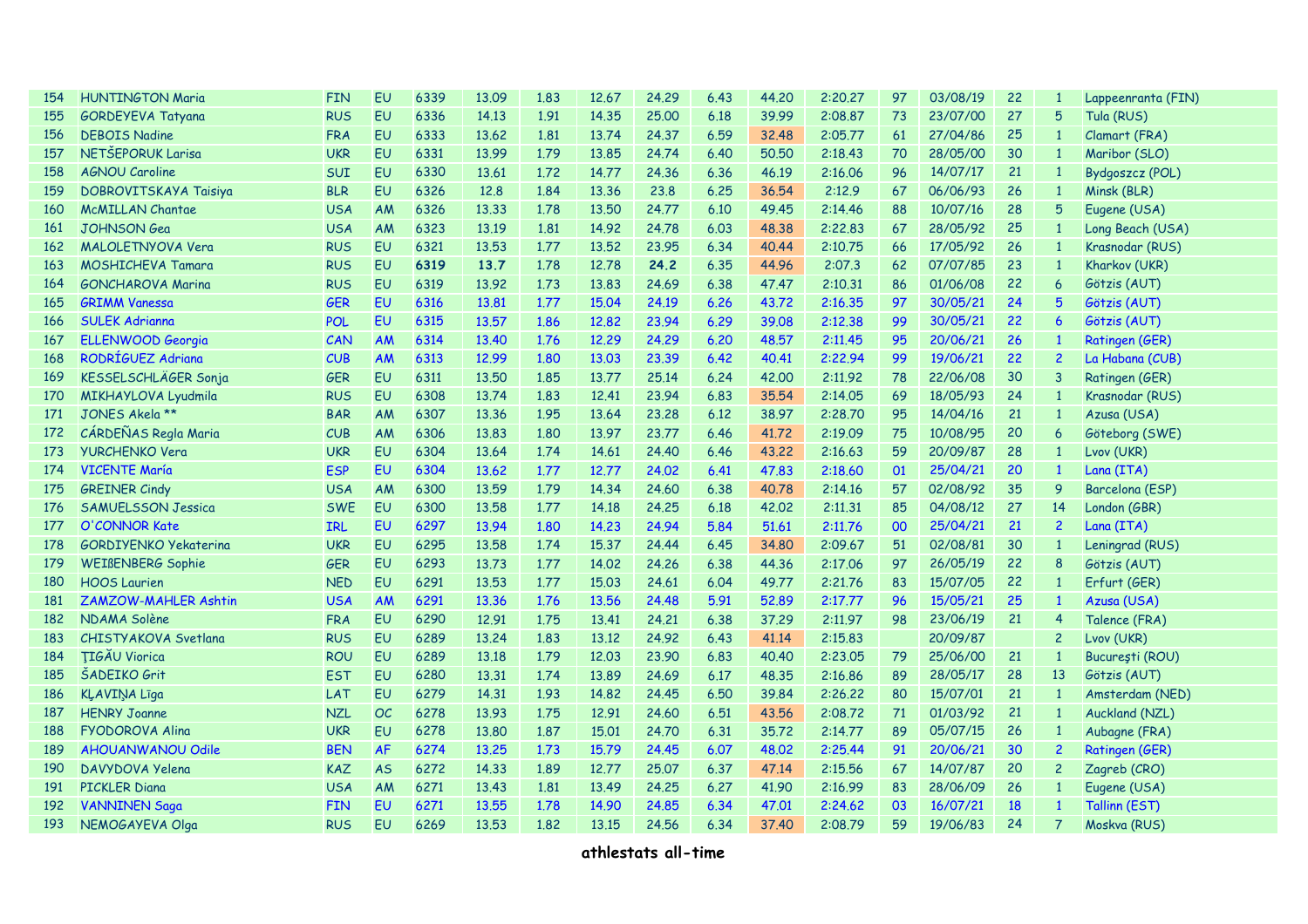| | | | | | | | | | | | | | | | | |
|---|---|---|---|---|---|---|---|---|---|---|---|---|---|---|---|---|
| 154 | HUNTINGTON Maria | FIN | EU | 6339 | 13.09 | 1.83 | 12.67 | 24.29 | 6.43 | 44.20 | 2:20.27 | 97 | 03/08/19 | 22 | 1 | Lappeenranta (FIN) |
| 155 | GORDEYEVA Tatyana | RUS | EU | 6336 | 14.13 | 1.91 | 14.35 | 25.00 | 6.18 | 39.99 | 2:08.87 | 73 | 23/07/00 | 27 | 5 | Tula (RUS) |
| 156 | DEBOIS Nadine | FRA | EU | 6333 | 13.62 | 1.81 | 13.74 | 24.37 | 6.59 | 32.48 | 2:05.77 | 61 | 27/04/86 | 25 | 1 | Clamart (FRA) |
| 157 | NETŠEPORUK Larisa | UKR | EU | 6331 | 13.99 | 1.79 | 13.85 | 24.74 | 6.40 | 50.50 | 2:18.43 | 70 | 28/05/00 | 30 | 1 | Maribor (SLO) |
| 158 | AGNOU Caroline | SUI | EU | 6330 | 13.61 | 1.72 | 14.77 | 24.36 | 6.36 | 46.19 | 2:16.06 | 96 | 14/07/17 | 21 | 1 | Bydgoszcz (POL) |
| 159 | DOBROVITSKAYA Taisiya | BLR | EU | 6326 | 12.8 | 1.84 | 13.36 | 23.8 | 6.25 | 36.54 | 2:12.9 | 67 | 06/06/93 | 26 | 1 | Minsk (BLR) |
| 160 | McMILLAN Chantae | USA | AM | 6326 | 13.33 | 1.78 | 13.50 | 24.77 | 6.10 | 49.45 | 2:14.46 | 88 | 10/07/16 | 28 | 5 | Eugene (USA) |
| 161 | JOHNSON Gea | USA | AM | 6323 | 13.19 | 1.81 | 14.92 | 24.78 | 6.03 | 48.38 | 2:22.83 | 67 | 28/05/92 | 25 | 1 | Long Beach (USA) |
| 162 | MALOLETNYOVA Vera | RUS | EU | 6321 | 13.53 | 1.77 | 13.52 | 23.95 | 6.34 | 40.44 | 2:10.75 | 66 | 17/05/92 | 26 | 1 | Krasnodar (RUS) |
| 163 | MOSHICHEVA Tamara | RUS | EU | **6319** | **13.7** | 1.78 | 12.78 | **24.2** | 6.35 | 44.96 | 2:07.3 | 62 | 07/07/85 | 23 | 1 | Kharkov (UKR) |
| 164 | GONCHAROVA Marina | RUS | EU | 6319 | 13.92 | 1.73 | 13.83 | 24.69 | 6.38 | 47.47 | 2:10.31 | 86 | 01/06/08 | 22 | 6 | Götzis (AUT) |
| 165 | GRIMM Vanessa | GER | EU | 6316 | 13.81 | 1.77 | 15.04 | 24.19 | 6.26 | 43.72 | 2:16.35 | 97 | 30/05/21 | 24 | 5 | Götzis (AUT) |
| 166 | SULEK Adrianna | POL | EU | 6315 | 13.57 | 1.86 | 12.82 | 23.94 | 6.29 | 39.08 | 2:12.38 | 99 | 30/05/21 | 22 | 6 | Götzis (AUT) |
| 167 | ELLENWOOD Georgia | CAN | AM | 6314 | 13.40 | 1.76 | 12.29 | 24.29 | 6.20 | 48.57 | 2:11.45 | 95 | 20/06/21 | 26 | 1 | Ratingen (GER) |
| 168 | RODRÍGUEZ Adriana | CUB | AM | 6313 | 12.99 | 1.80 | 13.03 | 23.39 | 6.42 | 40.41 | 2:22.94 | 99 | 19/06/21 | 22 | 2 | La Habana (CUB) |
| 169 | KESSELSCHLÄGER Sonja | GER | EU | 6311 | 13.50 | 1.85 | 13.77 | 25.14 | 6.24 | 42.00 | 2:11.92 | 78 | 22/06/08 | 30 | 3 | Ratingen (GER) |
| 170 | MIKHAYLOVA Lyudmila | RUS | EU | 6308 | 13.74 | 1.83 | 12.41 | 23.94 | 6.83 | 35.54 | 2:14.05 | 69 | 18/05/93 | 24 | 1 | Krasnodar (RUS) |
| 171 | JONES Akela ** | BAR | AM | 6307 | 13.36 | 1.95 | 13.64 | 23.28 | 6.12 | 38.97 | 2:28.70 | 95 | 14/04/16 | 21 | 1 | Azusa (USA) |
| 172 | CÁRDEÑAS Regla Maria | CUB | AM | 6306 | 13.83 | 1.80 | 13.97 | 23.77 | 6.46 | 41.72 | 2:19.09 | 75 | 10/08/95 | 20 | 6 | Göteborg (SWE) |
| 173 | YURCHENKO Vera | UKR | EU | 6304 | 13.64 | 1.74 | 14.61 | 24.40 | 6.46 | 43.22 | 2:16.63 | 59 | 20/09/87 | 28 | 1 | Lvov (UKR) |
| 174 | VICENTE María | ESP | EU | 6304 | 13.62 | 1.77 | 12.77 | 24.02 | 6.41 | 47.83 | 2:18.60 | 01 | 25/04/21 | 20 | 1 | Lana (ITA) |
| 175 | GREINER Cindy | USA | AM | 6300 | 13.59 | 1.79 | 14.34 | 24.60 | 6.38 | 40.78 | 2:14.16 | 57 | 02/08/92 | 35 | 9 | Barcelona (ESP) |
| 176 | SAMUELSSON Jessica | SWE | EU | 6300 | 13.58 | 1.77 | 14.18 | 24.25 | 6.18 | 42.02 | 2:11.31 | 85 | 04/08/12 | 27 | 14 | London (GBR) |
| 177 | O'CONNOR Kate | IRL | EU | 6297 | 13.94 | 1.80 | 14.23 | 24.94 | 5.84 | 51.61 | 2:11.76 | 00 | 25/04/21 | 21 | 2 | Lana (ITA) |
| 178 | GORDIYENKO Yekaterina | UKR | EU | 6295 | 13.58 | 1.74 | 15.37 | 24.44 | 6.45 | 34.80 | 2:09.67 | 51 | 02/08/81 | 30 | 1 | Leningrad (RUS) |
| 179 | WEIßENBERG Sophie | GER | EU | 6293 | 13.73 | 1.77 | 14.02 | 24.26 | 6.38 | 44.36 | 2:17.06 | 97 | 26/05/19 | 22 | 8 | Götzis (AUT) |
| 180 | HOOS Laurien | NED | EU | 6291 | 13.53 | 1.77 | 15.03 | 24.61 | 6.04 | 49.77 | 2:21.76 | 83 | 15/07/05 | 22 | 1 | Erfurt (GER) |
| 181 | ZAMZOW-MAHLER Ashtin | USA | AM | 6291 | 13.36 | 1.76 | 13.56 | 24.48 | 5.91 | 52.89 | 2:17.77 | 96 | 15/05/21 | 25 | 1 | Azusa (USA) |
| 182 | NDAMA Solène | FRA | EU | 6290 | 12.91 | 1.75 | 13.41 | 24.21 | 6.38 | 37.29 | 2:11.97 | 98 | 23/06/19 | 21 | 4 | Talence (FRA) |
| 183 | CHISTYAKOVA Svetlana | RUS | EU | 6289 | 13.24 | 1.83 | 13.12 | 24.92 | 6.43 | 41.14 | 2:15.83 | | 20/09/87 | | 2 | Lvov (UKR) |
| 184 | ŢIGĂU Viorica | ROU | EU | 6289 | 13.18 | 1.79 | 12.03 | 23.90 | 6.83 | 40.40 | 2:23.05 | 79 | 25/06/00 | 21 | 1 | Bucureşti (ROU) |
| 185 | ŠADEIKO Grit | EST | EU | 6280 | 13.31 | 1.74 | 13.89 | 24.69 | 6.17 | 48.35 | 2:16.86 | 89 | 28/05/17 | 28 | 13 | Götzis (AUT) |
| 186 | KĻAVIŅA Līga | LAT | EU | 6279 | 14.31 | 1.93 | 14.82 | 24.45 | 6.50 | 39.84 | 2:26.22 | 80 | 15/07/01 | 21 | 1 | Amsterdam (NED) |
| 187 | HENRY Joanne | NZL | OC | 6278 | 13.93 | 1.75 | 12.91 | 24.60 | 6.51 | 43.56 | 2:08.72 | 71 | 01/03/92 | 21 | 1 | Auckland (NZL) |
| 188 | FYODOROVA Alina | UKR | EU | 6278 | 13.80 | 1.87 | 15.01 | 24.70 | 6.31 | 35.72 | 2:14.77 | 89 | 05/07/15 | 26 | 1 | Aubagne (FRA) |
| 189 | AHOUANWANOU Odile | BEN | AF | 6274 | 13.25 | 1.73 | 15.79 | 24.45 | 6.07 | 48.02 | 2:25.44 | 91 | 20/06/21 | 30 | 2 | Ratingen (GER) |
| 190 | DAVYDOVA Yelena | KAZ | AS | 6272 | 14.33 | 1.89 | 12.77 | 25.07 | 6.37 | 47.14 | 2:15.56 | 67 | 14/07/87 | 20 | 2 | Zagreb (CRO) |
| 191 | PICKLER Diana | USA | AM | 6271 | 13.43 | 1.81 | 13.49 | 24.25 | 6.27 | 41.90 | 2:16.99 | 83 | 28/06/09 | 26 | 1 | Eugene (USA) |
| 192 | VANNINEN Saga | FIN | EU | 6271 | 13.55 | 1.78 | 14.90 | 24.85 | 6.34 | 47.01 | 2:24.62 | 03 | 16/07/21 | 18 | 1 | Tallinn (EST) |
| 193 | NEMOGAYEVA Olga | RUS | EU | 6269 | 13.53 | 1.82 | 13.15 | 24.56 | 6.34 | 37.40 | 2:08.79 | 59 | 19/06/83 | 24 | 7 | Moskva (RUS) |

**athlestats all-time**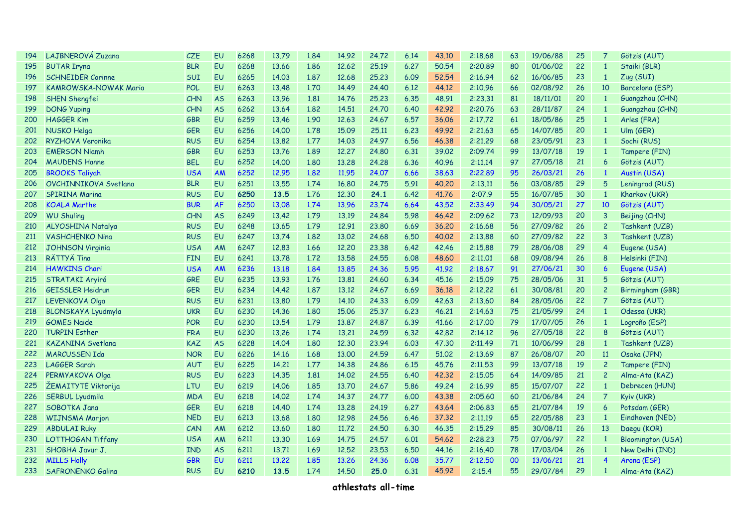| | | | | | | | | | | | | | | | | |
|---|---|---|---|---|---|---|---|---|---|---|---|---|---|---|---|---|
| 194 | LAJBNEROVÁ Zuzana | CZE | EU | 6268 | 13.79 | 1.84 | 14.92 | 24.72 | 6.14 | 43.10 | 2:18.68 | 63 | 19/06/88 | 25 | 7 | Götzis (AUT) |
| 195 | BUTAR Iryna | BLR | EU | 6268 | 13.66 | 1.86 | 12.62 | 25.19 | 6.27 | 50.54 | 2:20.89 | 80 | 01/06/02 | 22 | 1 | Staiki (BLR) |
| 196 | SCHNEIDER Corinne | SUI | EU | 6265 | 14.03 | 1.87 | 12.68 | 25.23 | 6.09 | 52.54 | 2:16.94 | 62 | 16/06/85 | 23 | 1 | Zug (SUI) |
| 197 | KAMROWSKA-NOWAK Maria | POL | EU | 6263 | 13.48 | 1.70 | 14.49 | 24.40 | 6.12 | 44.12 | 2:10.96 | 66 | 02/08/92 | 26 | 10 | Barcelona (ESP) |
| 198 | SHEN Shengfei | CHN | AS | 6263 | 13.96 | 1.81 | 14.76 | 25.23 | 6.35 | 48.91 | 2:23.31 | 81 | 18/11/01 | 20 | 1 | Guangzhou (CHN) |
| 199 | DONG Yuping | CHN | AS | 6262 | 13.64 | 1.82 | 14.51 | 24.70 | 6.40 | 42.92 | 2:20.76 | 63 | 28/11/87 | 24 | 1 | Guangzhou (CHN) |
| 200 | HAGGER Kim | GBR | EU | 6259 | 13.46 | 1.90 | 12.63 | 24.67 | 6.57 | 36.06 | 2:17.72 | 61 | 18/05/86 | 25 | 1 | Arles (FRA) |
| 201 | NUSKO Helga | GER | EU | 6256 | 14.00 | 1.78 | 15.09 | 25.11 | 6.23 | 49.92 | 2:21.63 | 65 | 14/07/85 | 20 | 1 | Ulm (GER) |
| 202 | RYZHOVA Veronika | RUS | EU | 6254 | 13.82 | 1.77 | 14.03 | 24.97 | 6.56 | 46.38 | 2:21.29 | 68 | 23/05/91 | 23 | 1 | Sochi (RUS) |
| 203 | EMERSON Niamh | GBR | EU | 6253 | 13.76 | 1.89 | 12.27 | 24.80 | 6.31 | 39.02 | 2:09.74 | 99 | 13/07/18 | 19 | 1 | Tampere (FIN) |
| 204 | MAUDENS Hanne | BEL | EU | 6252 | 14.00 | 1.80 | 13.28 | 24.28 | 6.36 | 40.96 | 2:11.14 | 97 | 27/05/18 | 21 | 6 | Götzis (AUT) |
| 205 | BROOKS Taliyah | USA | AM | 6252 | 12.95 | 1.82 | 11.95 | 24.07 | 6.66 | 38.63 | 2:22.89 | 95 | 26/03/21 | 26 | 1 | Austin (USA) |
| 206 | OVCHINNIKOVA Svetlana | BLR | EU | 6251 | 13.55 | 1.74 | 16.80 | 24.75 | 5.91 | 40.20 | 2:13.11 | 56 | 03/08/85 | 29 | 5 | Leningrad (RUS) |
| 207 | SPIRINA Marina | RUS | EU | **6250** | **13.5** | 1.76 | 12.30 | **24.1** | 6.42 | 41.76 | 2:07.9 | 55 | 16/07/85 | 30 | 1 | Kharkov (UKR) |
| 208 | KOALA Marthe | BUR | AF | 6250 | 13.08 | 1.74 | 13.96 | 23.74 | 6.64 | 43.52 | 2:33.49 | 94 | 30/05/21 | 27 | 10 | Götzis (AUT) |
| 209 | WU Shuling | CHN | AS | 6249 | 13.42 | 1.79 | 13.19 | 24.84 | 5.98 | 46.42 | 2:09.62 | 73 | 12/09/93 | 20 | 3 | Beijing (CHN) |
| 210 | ALYOSHINA Natalya | RUS | EU | 6248 | 13.65 | 1.79 | 12.91 | 23.80 | 6.69 | 36.20 | 2:16.68 | 56 | 27/09/82 | 26 | 2 | Tashkent (UZB) |
| 211 | VASHCHENKO Nina | RUS | EU | 6247 | 13.74 | 1.82 | 13.02 | 24.68 | 6.50 | 40.02 | 2:13.88 | 60 | 27/09/82 | 22 | 3 | Tashkent (UZB) |
| 212 | JOHNSON Virginia | USA | AM | 6247 | 12.83 | 1.66 | 12.20 | 23.38 | 6.42 | 42.46 | 2:15.88 | 79 | 28/06/08 | 29 | 4 | Eugene (USA) |
| 213 | RÄTTYÄ Tina | FIN | EU | 6241 | 13.78 | 1.72 | 13.58 | 24.55 | 6.08 | 48.60 | 2:11.01 | 68 | 09/08/94 | 26 | 8 | Helsinki (FIN) |
| 214 | HAWKINS Chari | USA | AM | 6236 | 13.18 | 1.84 | 13.85 | 24.36 | 5.95 | 41.92 | 2:18.67 | 91 | 27/06/21 | 30 | 6 | Eugene (USA) |
| 215 | STRATAKI Aryiró | GRE | EU | 6235 | 13.93 | 1.76 | 13.81 | 24.60 | 6.34 | 45.16 | 2:15.09 | 75 | 28/05/06 | 31 | 5 | Götzis (AUT) |
| 216 | GEISSLER Heidrun | GER | EU | 6234 | 14.42 | 1.87 | 13.12 | 24.67 | 6.69 | 36.18 | 2:12.22 | 61 | 30/08/81 | 20 | 2 | Birmingham (GBR) |
| 217 | LEVENKOVA Olga | RUS | EU | 6231 | 13.80 | 1.79 | 14.10 | 24.33 | 6.09 | 42.63 | 2:13.60 | 84 | 28/05/06 | 22 | 7 | Götzis (AUT) |
| 218 | BLONSKAYA Lyudmyla | UKR | EU | 6230 | 14.36 | 1.80 | 15.06 | 25.37 | 6.23 | 46.21 | 2:14.63 | 75 | 21/05/99 | 24 | 1 | Odessa (UKR) |
| 219 | GOMES Naide | POR | EU | 6230 | 13.54 | 1.79 | 13.87 | 24.87 | 6.39 | 41.66 | 2:17.00 | 79 | 17/07/05 | 26 | 1 | Logroño (ESP) |
| 220 | TURPIN Esther | FRA | EU | 6230 | 13.26 | 1.74 | 13.21 | 24.59 | 6.32 | 42.82 | 2:14.12 | 96 | 27/05/18 | 22 | 8 | Götzis (AUT) |
| 221 | KAZANINA Svetlana | KAZ | AS | 6228 | 14.04 | 1.80 | 12.30 | 23.94 | 6.03 | 47.30 | 2:11.49 | 71 | 10/06/99 | 28 | 1 | Tashkent (UZB) |
| 222 | MARCUSSEN Ida | NOR | EU | 6226 | 14.16 | 1.68 | 13.00 | 24.59 | 6.47 | 51.02 | 2:13.69 | 87 | 26/08/07 | 20 | 11 | Osaka (JPN) |
| 223 | LAGGER Sarah | AUT | EU | 6225 | 14.21 | 1.77 | 14.38 | 24.86 | 6.15 | 45.76 | 2:11.53 | 99 | 13/07/18 | 19 | 2 | Tampere (FIN) |
| 224 | PERMYAKOVA Olga | RUS | EU | 6223 | 14.35 | 1.81 | 14.02 | 24.55 | 6.40 | 42.32 | 2:15.05 | 64 | 14/09/85 | 21 | 2 | Alma-Ata (KAZ) |
| 225 | ŽEMAITYTĖ Viktorija | LTU | EU | 6219 | 14.06 | 1.85 | 13.70 | 24.67 | 5.86 | 49.24 | 2:16.99 | 85 | 15/07/07 | 22 | 1 | Debrecen (HUN) |
| 226 | SERBUL Lyudmila | MDA | EU | 6218 | 14.02 | 1.74 | 14.37 | 24.77 | 6.00 | 43.38 | 2:05.60 | 60 | 21/06/84 | 24 | 7 | Kyiv (UKR) |
| 227 | SOBOTKA Jana | GER | EU | 6218 | 14.40 | 1.74 | 13.28 | 24.19 | 6.27 | 43.64 | 2:06.83 | 65 | 21/07/84 | 19 | 6 | Potsdam (GER) |
| 228 | WIJNSMA Marjon | NED | EU | 6213 | 13.68 | 1.80 | 12.98 | 24.56 | 6.46 | 37.32 | 2:11.19 | 65 | 22/05/88 | 23 | 1 | Eindhoven (NED) |
| 229 | ABDULAI Ruky | CAN | AM | 6212 | 13.60 | 1.80 | 11.72 | 24.50 | 6.30 | 46.35 | 2:15.29 | 85 | 30/08/11 | 26 | 13 | Daegu (KOR) |
| 230 | LOTTHOGAN Tiffany | USA | AM | 6211 | 13.30 | 1.69 | 14.75 | 24.57 | 6.01 | 54.62 | 2:28.23 | 75 | 07/06/97 | 22 | 1 | Bloomington (USA) |
| 231 | SHOBHA Javur J. | IND | AS | 6211 | 13.71 | 1.69 | 12.52 | 23.53 | 6.50 | 44.16 | 2:16.40 | 78 | 17/03/04 | 26 | 1 | New Delhi (IND) |
| 232 | MILLS Holly | GBR | EU | 6211 | 13.22 | 1.85 | 13.26 | 24.36 | 6.08 | 35.77 | 2:12.50 | 00 | 13/06/21 | 21 | 4 | Arona (ESP) |
| 233 | SAFRONENKO Galina | RUS | EU | **6210** | **13.5** | 1.74 | 14.50 | **25.0** | 6.31 | 45.92 | 2:15.4 | 55 | 29/07/84 | 29 | 1 | Alma-Ata (KAZ) |

**athlestats all-time**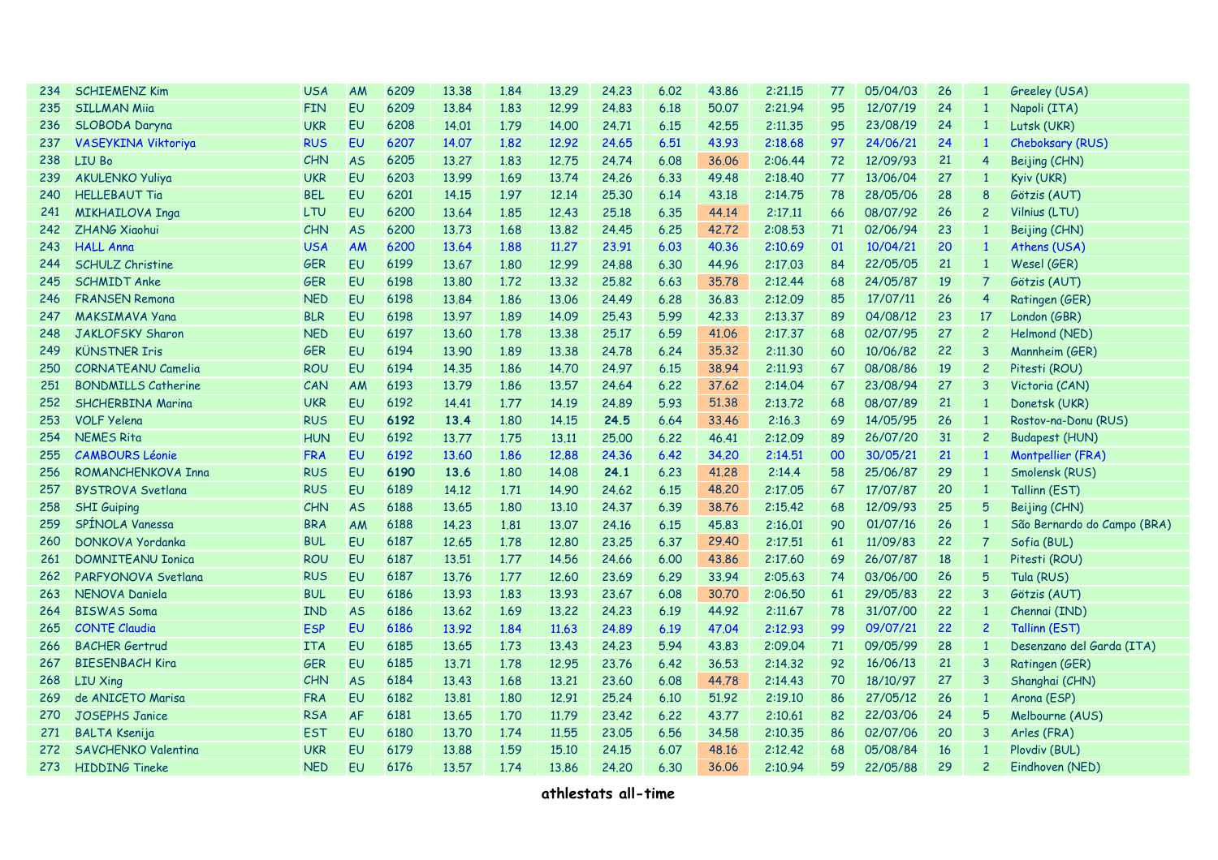| 234 | SCHIEMENZ Kim | USA | AM | 6209 | 13.38 | 1.84 | 13.29 | 24.23 | 6.02 | 43.86 | 2:21.15 | 77 | 05/04/03 | 26 | 1 | Greeley (USA) |
|---|---|---|---|---|---|---|---|---|---|---|---|---|---|---|---|---|
| 235 | SILLMAN Miia | FIN | EU | 6209 | 13.84 | 1.83 | 12.99 | 24.83 | 6.18 | 50.07 | 2:21.94 | 95 | 12/07/19 | 24 | 1 | Napoli (ITA) |
| 236 | SLOBODA Daryna | UKR | EU | 6208 | 14.01 | 1.79 | 14.00 | 24.71 | 6.15 | 42.55 | 2:11.35 | 95 | 23/08/19 | 24 | 1 | Lutsk (UKR) |
| 237 | VASEYKINA Viktoriya | RUS | EU | 6207 | 14.07 | 1.82 | 12.92 | 24.65 | 6.51 | 43.93 | 2:18.68 | 97 | 24/06/21 | 24 | 1 | Cheboksary (RUS) |
| 238 | LIU Bo | CHN | AS | 6205 | 13.27 | 1.83 | 12.75 | 24.74 | 6.08 | 36.06 | 2:06.44 | 72 | 12/09/93 | 21 | 4 | Beijing (CHN) |
| 239 | AKULENKO Yuliya | UKR | EU | 6203 | 13.99 | 1.69 | 13.74 | 24.26 | 6.33 | 49.48 | 2:18.40 | 77 | 13/06/04 | 27 | 1 | Kyiv (UKR) |
| 240 | HELLEBAUT Tia | BEL | EU | 6201 | 14.15 | 1.97 | 12.14 | 25.30 | 6.14 | 43.18 | 2:14.75 | 78 | 28/05/06 | 28 | 8 | Götzis (AUT) |
| 241 | MIKHAILOVA Inga | LTU | EU | 6200 | 13.64 | 1.85 | 12.43 | 25.18 | 6.35 | 44.14 | 2:17.11 | 66 | 08/07/92 | 26 | 2 | Vilnius (LTU) |
| 242 | ZHANG Xiaohui | CHN | AS | 6200 | 13.73 | 1.68 | 13.82 | 24.45 | 6.25 | 42.72 | 2:08.53 | 71 | 02/06/94 | 23 | 1 | Beijing (CHN) |
| 243 | HALL Anna | USA | AM | 6200 | 13.64 | 1.88 | 11.27 | 23.91 | 6.03 | 40.36 | 2:10.69 | 01 | 10/04/21 | 20 | 1 | Athens (USA) |
| 244 | SCHULZ Christine | GER | EU | 6199 | 13.67 | 1.80 | 12.99 | 24.88 | 6.30 | 44.96 | 2:17.03 | 84 | 22/05/05 | 21 | 1 | Wesel (GER) |
| 245 | SCHMIDT Anke | GER | EU | 6198 | 13.80 | 1.72 | 13.32 | 25.82 | 6.63 | 35.78 | 2:12.44 | 68 | 24/05/87 | 19 | 7 | Götzis (AUT) |
| 246 | FRANSEN Remona | NED | EU | 6198 | 13.84 | 1.86 | 13.06 | 24.49 | 6.28 | 36.83 | 2:12.09 | 85 | 17/07/11 | 26 | 4 | Ratingen (GER) |
| 247 | MAKSIMAVA Yana | BLR | EU | 6198 | 13.97 | 1.89 | 14.09 | 25.43 | 5.99 | 42.33 | 2:13.37 | 89 | 04/08/12 | 23 | 17 | London (GBR) |
| 248 | JAKLOFSKY Sharon | NED | EU | 6197 | 13.60 | 1.78 | 13.38 | 25.17 | 6.59 | 41.06 | 2:17.37 | 68 | 02/07/95 | 27 | 2 | Helmond (NED) |
| 249 | KÜNSTNER Iris | GER | EU | 6194 | 13.90 | 1.89 | 13.38 | 24.78 | 6.24 | 35.32 | 2:11.30 | 60 | 10/06/82 | 22 | 3 | Mannheim (GER) |
| 250 | CORNATEANU Camelia | ROU | EU | 6194 | 14.35 | 1.86 | 14.70 | 24.97 | 6.15 | 38.94 | 2:11.93 | 67 | 08/08/86 | 19 | 2 | Pitesti (ROU) |
| 251 | BONDMILLS Catherine | CAN | AM | 6193 | 13.79 | 1.86 | 13.57 | 24.64 | 6.22 | 37.62 | 2:14.04 | 67 | 23/08/94 | 27 | 3 | Victoria (CAN) |
| 252 | SHCHERBINA Marina | UKR | EU | 6192 | 14.41 | 1.77 | 14.19 | 24.89 | 5.93 | 51.38 | 2:13.72 | 68 | 08/07/89 | 21 | 1 | Donetsk (UKR) |
| 253 | VOLF Yelena | RUS | EU | **6192** | **13.4** | 1.80 | 14.15 | **24.5** | 6.64 | 33.46 | 2:16.3 | 69 | 14/05/95 | 26 | 1 | Rostov-na-Donu (RUS) |
| 254 | NEMES Rita | HUN | EU | 6192 | 13.77 | 1.75 | 13.11 | 25.00 | 6.22 | 46.41 | 2:12.09 | 89 | 26/07/20 | 31 | 2 | Budapest (HUN) |
| 255 | CAMBOURS Léonie | FRA | EU | 6192 | 13.60 | 1.86 | 12.88 | 24.36 | 6.42 | 34.20 | 2:14.51 | 00 | 30/05/21 | 21 | 1 | Montpellier (FRA) |
| 256 | ROMANCHENKOVA Inna | RUS | EU | **6190** | **13.6** | 1.80 | 14.08 | **24.1** | 6.23 | 41.28 | 2:14.4 | 58 | 25/06/87 | 29 | 1 | Smolensk (RUS) |
| 257 | BYSTROVA Svetlana | RUS | EU | 6189 | 14.12 | 1.71 | 14.90 | 24.62 | 6.15 | 48.20 | 2:17.05 | 67 | 17/07/87 | 20 | 1 | Tallinn (EST) |
| 258 | SHI Guiping | CHN | AS | 6188 | 13.65 | 1.80 | 13.10 | 24.37 | 6.39 | 38.76 | 2:15.42 | 68 | 12/09/93 | 25 | 5 | Beijing (CHN) |
| 259 | SPÍNOLA Vanessa | BRA | AM | 6188 | 14.23 | 1.81 | 13.07 | 24.16 | 6.15 | 45.83 | 2:16.01 | 90 | 01/07/16 | 26 | 1 | São Bernardo do Campo (BRA) |
| 260 | DONKOVA Yordanka | BUL | EU | 6187 | 12.65 | 1.78 | 12.80 | 23.25 | 6.37 | 29.40 | 2:17.51 | 61 | 11/09/83 | 22 | 7 | Sofia (BUL) |
| 261 | DOMNITEANU Ionica | ROU | EU | 6187 | 13.51 | 1.77 | 14.56 | 24.66 | 6.00 | 43.86 | 2:17.60 | 69 | 26/07/87 | 18 | 1 | Pitesti (ROU) |
| 262 | PARFYONOVA Svetlana | RUS | EU | 6187 | 13.76 | 1.77 | 12.60 | 23.69 | 6.29 | 33.94 | 2:05.63 | 74 | 03/06/00 | 26 | 5 | Tula (RUS) |
| 263 | NENOVA Daniela | BUL | EU | 6186 | 13.93 | 1.83 | 13.93 | 23.67 | 6.08 | 30.70 | 2:06.50 | 61 | 29/05/83 | 22 | 3 | Götzis (AUT) |
| 264 | BISWAS Soma | IND | AS | 6186 | 13.62 | 1.69 | 13.22 | 24.23 | 6.19 | 44.92 | 2:11.67 | 78 | 31/07/00 | 22 | 1 | Chennai (IND) |
| 265 | CONTE Claudia | ESP | EU | 6186 | 13.92 | 1.84 | 11.63 | 24.89 | 6.19 | 47.04 | 2:12.93 | 99 | 09/07/21 | 22 | 2 | Tallinn (EST) |
| 266 | BACHER Gertrud | ITA | EU | 6185 | 13.65 | 1.73 | 13.43 | 24.23 | 5.94 | 43.83 | 2:09.04 | 71 | 09/05/99 | 28 | 1 | Desenzano del Garda (ITA) |
| 267 | BIESENBACH Kira | GER | EU | 6185 | 13.71 | 1.78 | 12.95 | 23.76 | 6.42 | 36.53 | 2:14.32 | 92 | 16/06/13 | 21 | 3 | Ratingen (GER) |
| 268 | LIU Xing | CHN | AS | 6184 | 13.43 | 1.68 | 13.21 | 23.60 | 6.08 | 44.78 | 2:14.43 | 70 | 18/10/97 | 27 | 3 | Shanghai (CHN) |
| 269 | de ANICETO Marisa | FRA | EU | 6182 | 13.81 | 1.80 | 12.91 | 25.24 | 6.10 | 51.92 | 2:19.10 | 86 | 27/05/12 | 26 | 1 | Arona (ESP) |
| 270 | JOSEPHS Janice | RSA | AF | 6181 | 13.65 | 1.70 | 11.79 | 23.42 | 6.22 | 43.77 | 2:10.61 | 82 | 22/03/06 | 24 | 5 | Melbourne (AUS) |
| 271 | BALTA Ksenija | EST | EU | 6180 | 13.70 | 1.74 | 11.55 | 23.05 | 6.56 | 34.58 | 2:10.35 | 86 | 02/07/06 | 20 | 3 | Arles (FRA) |
| 272 | SAVCHENKO Valentina | UKR | EU | 6179 | 13.88 | 1.59 | 15.10 | 24.15 | 6.07 | 48.16 | 2:12.42 | 68 | 05/08/84 | 16 | 1 | Plovdiv (BUL) |
| 273 | HIDDING Tineke | NED | EU | 6176 | 13.57 | 1.74 | 13.86 | 24.20 | 6.30 | 36.06 | 2:10.94 | 59 | 22/05/88 | 29 | 2 | Eindhoven (NED) |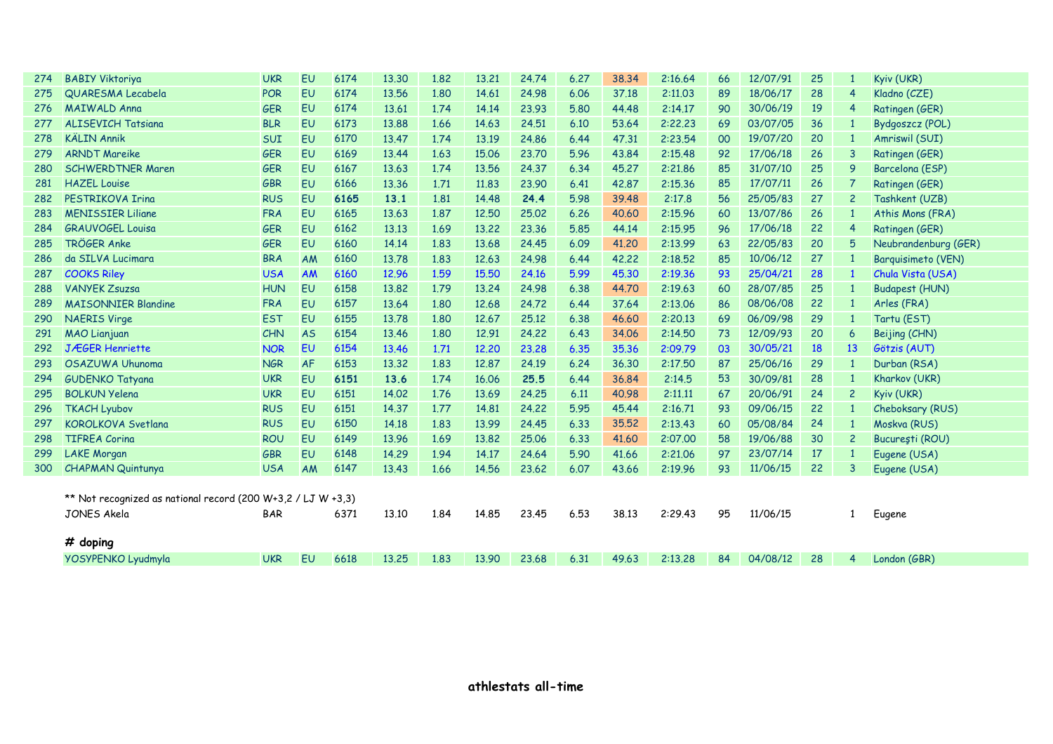| | | | | | | | | | | | | | | | | | |
|---|---|---|---|---|---|---|---|---|---|---|---|---|---|---|---|---|---|
| 274 | BABIY Viktoriya | UKR | EU | 6174 | 13.30 | 1.82 | 13.21 | 24.74 | 6.27 | 38.34 | 2:16.64 | 66 | 12/07/91 | 25 | 1 | Kyiv (UKR) |
| 275 | QUARESMA Lecabela | POR | EU | 6174 | 13.56 | 1.80 | 14.61 | 24.98 | 6.06 | 37.18 | 2:11.03 | 89 | 18/06/17 | 28 | 4 | Kladno (CZE) |
| 276 | MAIWALD Anna | GER | EU | 6174 | 13.61 | 1.74 | 14.14 | 23.93 | 5.80 | 44.48 | 2:14.17 | 90 | 30/06/19 | 19 | 4 | Ratingen (GER) |
| 277 | ALISEVICH Tatsiana | BLR | EU | 6173 | 13.88 | 1.66 | 14.63 | 24.51 | 6.10 | 53.64 | 2:22.23 | 69 | 03/07/05 | 36 | 1 | Bydgoszcz (POL) |
| 278 | KÄLIN Annik | SUI | EU | 6170 | 13.47 | 1.74 | 13.19 | 24.86 | 6.44 | 47.31 | 2:23.54 | 00 | 19/07/20 | 20 | 1 | Amriswil (SUI) |
| 279 | ARNDT Mareike | GER | EU | 6169 | 13.44 | 1.63 | 15.06 | 23.70 | 5.96 | 43.84 | 2:15.48 | 92 | 17/06/18 | 26 | 3 | Ratingen (GER) |
| 280 | SCHWERDTNER Maren | GER | EU | 6167 | 13.63 | 1.74 | 13.56 | 24.37 | 6.34 | 45.27 | 2:21.86 | 85 | 31/07/10 | 25 | 9 | Barcelona (ESP) |
| 281 | HAZEL Louise | GBR | EU | 6166 | 13.36 | 1.71 | 11.83 | 23.90 | 6.41 | 42.87 | 2:15.36 | 85 | 17/07/11 | 26 | 7 | Ratingen (GER) |
| 282 | PESTRIKOVA Irina | RUS | EU | **6165** | **13.1** | 1.81 | 14.48 | **24.4** | 5.98 | 39.48 | 2:17.8 | 56 | 25/05/83 | 27 | 2 | Tashkent (UZB) |
| 283 | MENISSIER Liliane | FRA | EU | 6165 | 13.63 | 1.87 | 12.50 | 25.02 | 6.26 | 40.60 | 2:15.96 | 60 | 13/07/86 | 26 | 1 | Athis Mons (FRA) |
| 284 | GRAUVOGEL Louisa | GER | EU | 6162 | 13.13 | 1.69 | 13.22 | 23.36 | 5.85 | 44.14 | 2:15.95 | 96 | 17/06/18 | 22 | 4 | Ratingen (GER) |
| 285 | TRÖGER Anke | GER | EU | 6160 | 14.14 | 1.83 | 13.68 | 24.45 | 6.09 | 41.20 | 2:13.99 | 63 | 22/05/83 | 20 | 5 | Neubrandenburg (GER) |
| 286 | da SILVA Lucimara | BRA | AM | 6160 | 13.78 | 1.83 | 12.63 | 24.98 | 6.44 | 42.22 | 2:18.52 | 85 | 10/06/12 | 27 | 1 | Barquisimeto (VEN) |
| 287 | COOKS Riley | USA | AM | 6160 | 12.96 | 1.59 | 15.50 | 24.16 | 5.99 | 45.30 | 2:19.36 | 93 | 25/04/21 | 28 | 1 | Chula Vista (USA) |
| 288 | VANYEK Zsuzsa | HUN | EU | 6158 | 13.82 | 1.79 | 13.24 | 24.98 | 6.38 | 44.70 | 2:19.63 | 60 | 28/07/85 | 25 | 1 | Budapest (HUN) |
| 289 | MAISONNIER Blandine | FRA | EU | 6157 | 13.64 | 1.80 | 12.68 | 24.72 | 6.44 | 37.64 | 2:13.06 | 86 | 08/06/08 | 22 | 1 | Arles (FRA) |
| 290 | NAERIS Virge | EST | EU | 6155 | 13.78 | 1.80 | 12.67 | 25.12 | 6.38 | 46.60 | 2:20.13 | 69 | 06/09/98 | 29 | 1 | Tartu (EST) |
| 291 | MAO Lianjuan | CHN | AS | 6154 | 13.46 | 1.80 | 12.91 | 24.22 | 6.43 | 34.06 | 2:14.50 | 73 | 12/09/93 | 20 | 6 | Beijing (CHN) |
| 292 | JÆGER Henriette | NOR | EU | 6154 | 13.46 | 1.71 | 12.20 | 23.28 | 6.35 | 35.36 | 2:09.79 | 03 | 30/05/21 | 18 | 13 | Götzis (AUT) |
| 293 | OSAZUWA Uhunoma | NGR | AF | 6153 | 13.32 | 1.83 | 12.87 | 24.19 | 6.24 | 36.30 | 2:17.50 | 87 | 25/06/16 | 29 | 1 | Durban (RSA) |
| 294 | GUDENKO Tatyana | UKR | EU | **6151** | **13.6** | 1.74 | 16.06 | **25.5** | 6.44 | 36.84 | 2:14.5 | 53 | 30/09/81 | 28 | 1 | Kharkov (UKR) |
| 295 | BOLKUN Yelena | UKR | EU | 6151 | 14.02 | 1.76 | 13.69 | 24.25 | 6.11 | 40.98 | 2:11.11 | 67 | 20/06/91 | 24 | 2 | Kyiv (UKR) |
| 296 | TKACH Lyubov | RUS | EU | 6151 | 14.37 | 1.77 | 14.81 | 24.22 | 5.95 | 45.44 | 2:16.71 | 93 | 09/06/15 | 22 | 1 | Cheboksary (RUS) |
| 297 | KOROLKOVA Svetlana | RUS | EU | 6150 | 14.18 | 1.83 | 13.99 | 24.45 | 6.33 | 35.52 | 2:13.43 | 60 | 05/08/84 | 24 | 1 | Moskva (RUS) |
| 298 | TIFREA Corina | ROU | EU | 6149 | 13.96 | 1.69 | 13.82 | 25.06 | 6.33 | 41.60 | 2:07.00 | 58 | 19/06/88 | 30 | 2 | București (ROU) |
| 299 | LAKE Morgan | GBR | EU | 6148 | 14.29 | 1.94 | 14.17 | 24.64 | 5.90 | 41.66 | 2:21.06 | 97 | 23/07/14 | 17 | 1 | Eugene (USA) |
| 300 | CHAPMAN Quintunya | USA | AM | 6147 | 13.43 | 1.66 | 14.56 | 23.62 | 6.07 | 43.66 | 2:19.96 | 93 | 11/06/15 | 22 | 3 | Eugene (USA) |

** Not recognized as national record (200 W+3,2 / LJ W +3,3)

| | | | | | | | | | | | | | | | |
|---|---|---|---|---|---|---|---|---|---|---|---|---|---|---|---|
| JONES Akela | BAR | | 6371 | 13.10 | 1.84 | 14.85 | 23.45 | 6.53 | 38.13 | 2:29.43 | 95 | 11/06/15 | | 1 | Eugene |

**# doping**

| | | | | | | | | | | | | | | | |
|---|---|---|---|---|---|---|---|---|---|---|---|---|---|---|---|
| YOSYPENKO Lyudmyla | UKR | EU | 6618 | 13.25 | 1.83 | 13.90 | 23.68 | 6.31 | 49.63 | 2:13.28 | 84 | 04/08/12 | 28 | 4 | London (GBR) |